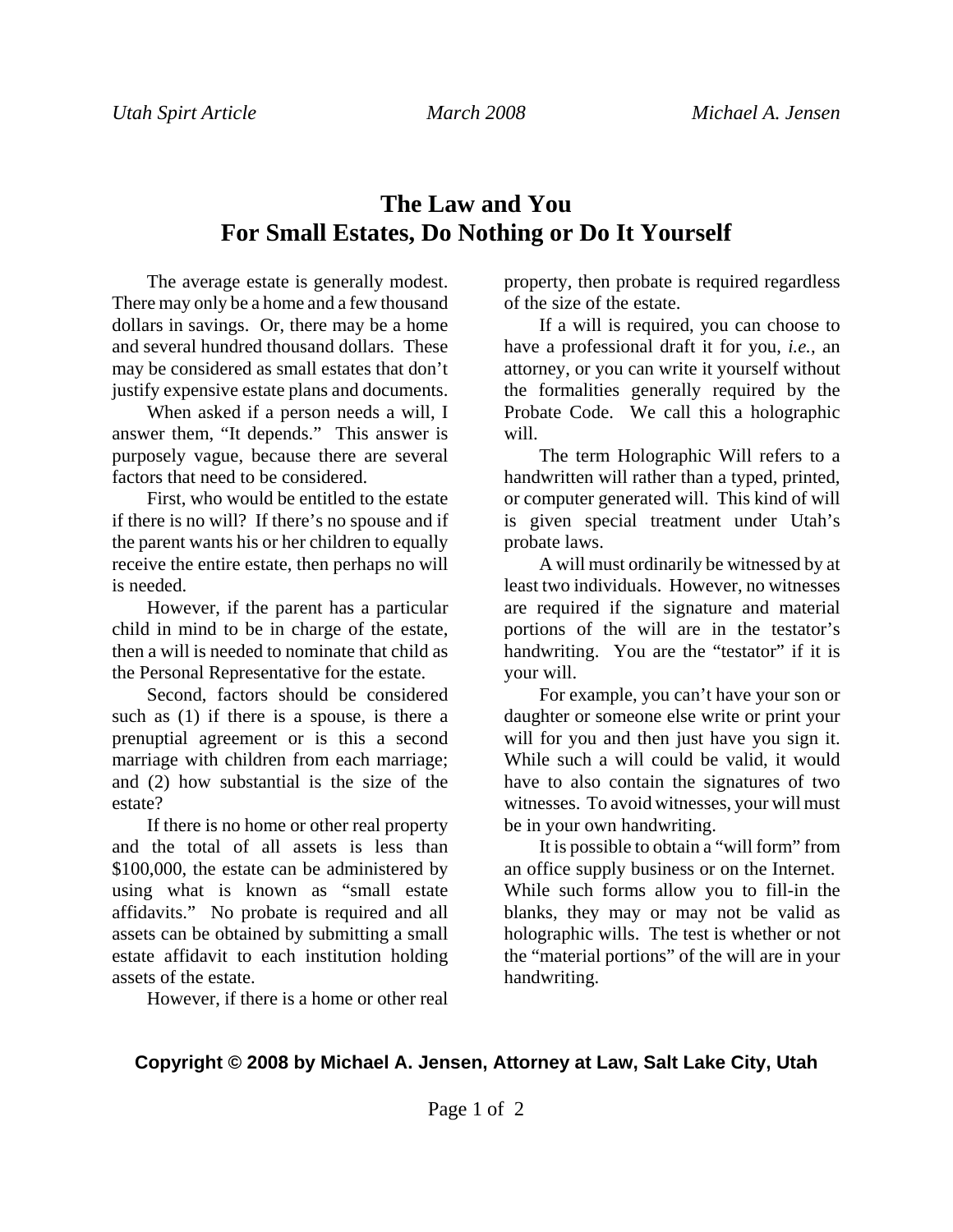# The Law and You
## For Small Estates, Do Nothing or Do It Yourself

The average estate is generally modest. There may only be a home and a few thousand dollars in savings. Or, there may be a home and several hundred thousand dollars. These may be considered as small estates that don't justify expensive estate plans and documents.

When asked if a person needs a will, I answer them, "It depends." This answer is purposely vague, because there are several factors that need to be considered.

First, who would be entitled to the estate if there is no will? If there's no spouse and if the parent wants his or her children to equally receive the entire estate, then perhaps no will is needed.

However, if the parent has a particular child in mind to be in charge of the estate, then a will is needed to nominate that child as the Personal Representative for the estate.

Second, factors should be considered such as (1) if there is a spouse, is there a prenuptial agreement or is this a second marriage with children from each marriage; and (2) how substantial is the size of the estate?

If there is no home or other real property and the total of all assets is less than $100,000, the estate can be administered by using what is known as "small estate affidavits." No probate is required and all assets can be obtained by submitting a small estate affidavit to each institution holding assets of the estate.

However, if there is a home or other real property, then probate is required regardless of the size of the estate.

If a will is required, you can choose to have a professional draft it for you, *i.e.*, an attorney, or you can write it yourself without the formalities generally required by the Probate Code. We call this a holographic will.

The term Holographic Will refers to a handwritten will rather than a typed, printed, or computer generated will. This kind of will is given special treatment under Utah's probate laws.

A will must ordinarily be witnessed by at least two individuals. However, no witnesses are required if the signature and material portions of the will are in the testator's handwriting. You are the "testator" if it is your will.

For example, you can't have your son or daughter or someone else write or print your will for you and then just have you sign it. While such a will could be valid, it would have to also contain the signatures of two witnesses. To avoid witnesses, your will must be in your own handwriting.

It is possible to obtain a "will form" from an office supply business or on the Internet. While such forms allow you to fill-in the blanks, they may or may not be valid as holographic wills. The test is whether or not the "material portions" of the will are in your handwriting.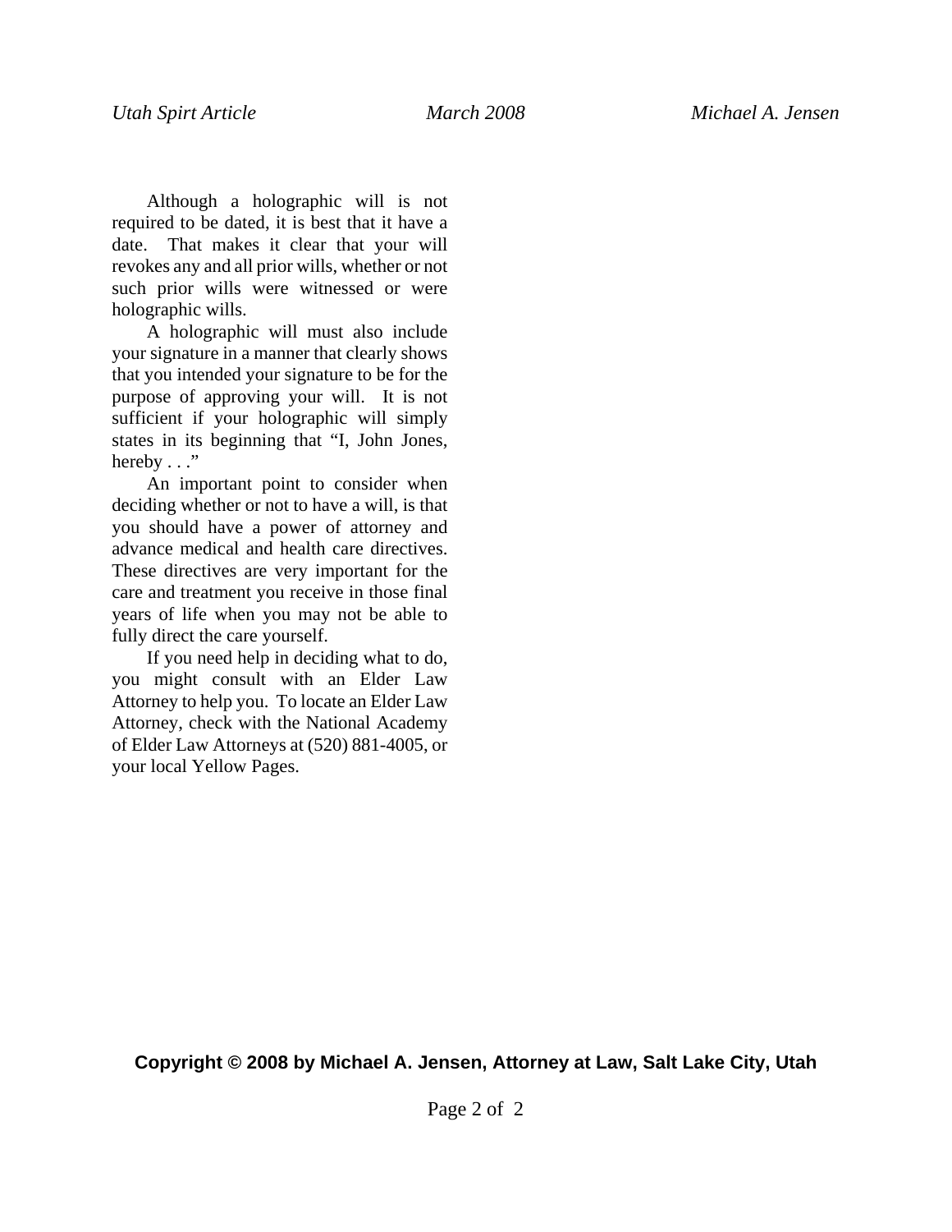Although a holographic will is not required to be dated, it is best that it have a date. That makes it clear that your will revokes any and all prior wills, whether or not such prior wills were witnessed or were holographic wills.

A holographic will must also include your signature in a manner that clearly shows that you intended your signature to be for the purpose of approving your will. It is not sufficient if your holographic will simply states in its beginning that "I, John Jones, hereby . . ."

An important point to consider when deciding whether or not to have a will, is that you should have a power of attorney and advance medical and health care directives. These directives are very important for the care and treatment you receive in those final years of life when you may not be able to fully direct the care yourself.

If you need help in deciding what to do, you might consult with an Elder Law Attorney to help you. To locate an Elder Law Attorney, check with the National Academy of Elder Law Attorneys at (520) 881-4005, or your local Yellow Pages.

**Copyright © 2008 by Michael A. Jensen, Attorney at Law, Salt Lake City, Utah**